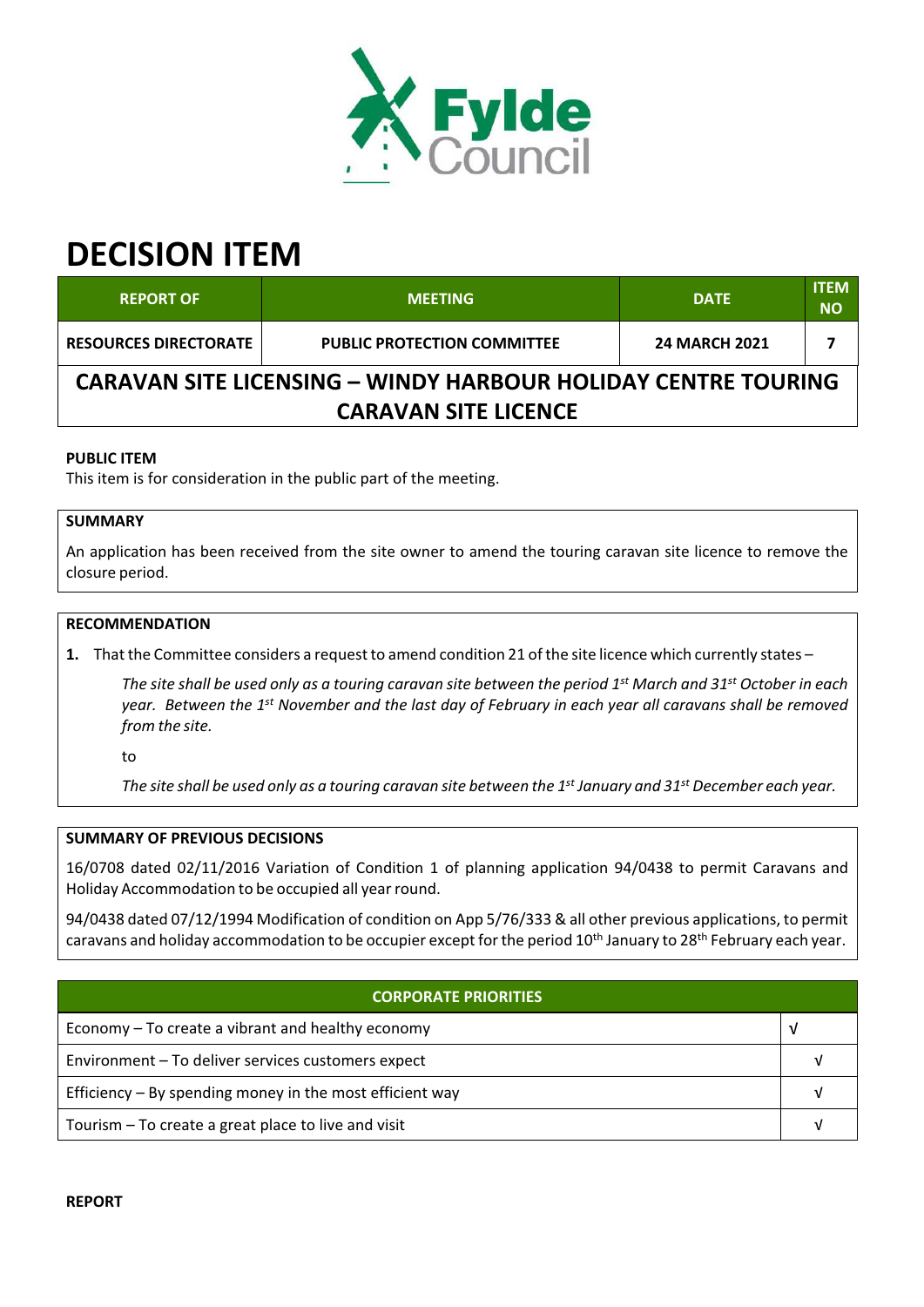# DECISION ITEM

| REPORT OF | MEETING | DATE | ITEM NO |
|---|---|---|---|
| RESOURCES DIRECTORATE | PUBLIC PROTECTION COMMITTEE | 24 MARCH 2021 | 7 |

## CARAVAN SITE LICENSING – WINDY HARBOUR HOLIDAY CENTRE TOURING CARAVAN SITE LICENCE

**PUBLIC ITEM**

This item is for consideration in the public part of the meeting.

**SUMMARY**

An application has been received from the site owner to amend the touring caravan site licence to remove the closure period.

**RECOMMENDATION**

1. That the Committee considers a request to amend condition 21 of the site licence which currently states –

   *The site shall be used only as a touring caravan site between the period 1st March and 31st October in each year. Between the 1st November and the last day of February in each year all caravans shall be removed from the site.*

   to

   *The site shall be used only as a touring caravan site between the 1st January and 31st December each year.*

**SUMMARY OF PREVIOUS DECISIONS**

16/0708 dated 02/11/2016 Variation of Condition 1 of planning application 94/0438 to permit Caravans and Holiday Accommodation to be occupied all year round.

94/0438 dated 07/12/1994 Modification of condition on App 5/76/333 & all other previous applications, to permit caravans and holiday accommodation to be occupier except for the period 10th January to 28th February each year.

| CORPORATE PRIORITIES | |
|---|---|
| Economy – To create a vibrant and healthy economy | √ |
| Environment – To deliver services customers expect | √ |
| Efficiency – By spending money in the most efficient way | √ |
| Tourism – To create a great place to live and visit | √ |

**REPORT**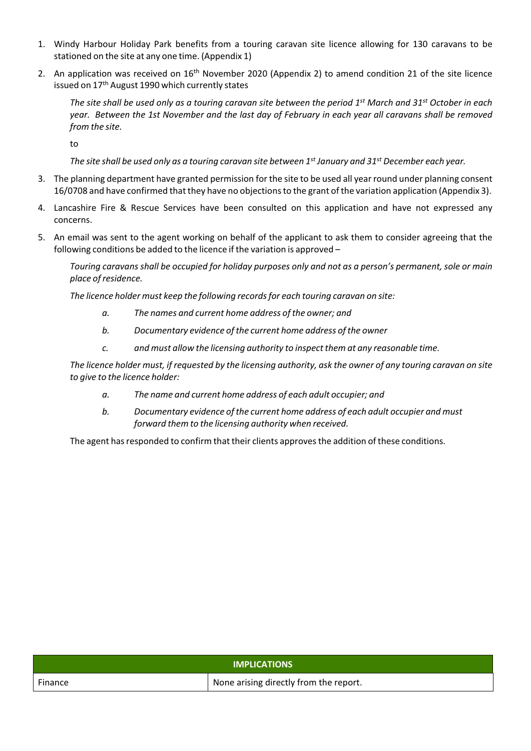1. Windy Harbour Holiday Park benefits from a touring caravan site licence allowing for 130 caravans to be stationed on the site at any one time. (Appendix 1)

2. An application was received on 16th November 2020 (Appendix 2) to amend condition 21 of the site licence issued on 17th August 1990 which currently states

   *The site shall be used only as a touring caravan site between the period 1st March and 31st October in each year. Between the 1st November and the last day of February in each year all caravans shall be removed from the site.*

   to

   *The site shall be used only as a touring caravan site between 1st January and 31st December each year.*

3. The planning department have granted permission for the site to be used all year round under planning consent 16/0708 and have confirmed that they have no objections to the grant of the variation application (Appendix 3).

4. Lancashire Fire & Rescue Services have been consulted on this application and have not expressed any concerns.

5. An email was sent to the agent working on behalf of the applicant to ask them to consider agreeing that the following conditions be added to the licence if the variation is approved –

   *Touring caravans shall be occupied for holiday purposes only and not as a person's permanent, sole or main place of residence.*

   *The licence holder must keep the following records for each touring caravan on site:*

   - *a. The names and current home address of the owner; and*
   - *b. Documentary evidence of the current home address of the owner*
   - *c. and must allow the licensing authority to inspect them at any reasonable time.*

   *The licence holder must, if requested by the licensing authority, ask the owner of any touring caravan on site to give to the licence holder:*

   - *a. The name and current home address of each adult occupier; and*
   - *b. Documentary evidence of the current home address of each adult occupier and must forward them to the licensing authority when received.*

   The agent has responded to confirm that their clients approves the addition of these conditions.

| IMPLICATIONS | |
|---|---|
| Finance | None arising directly from the report. |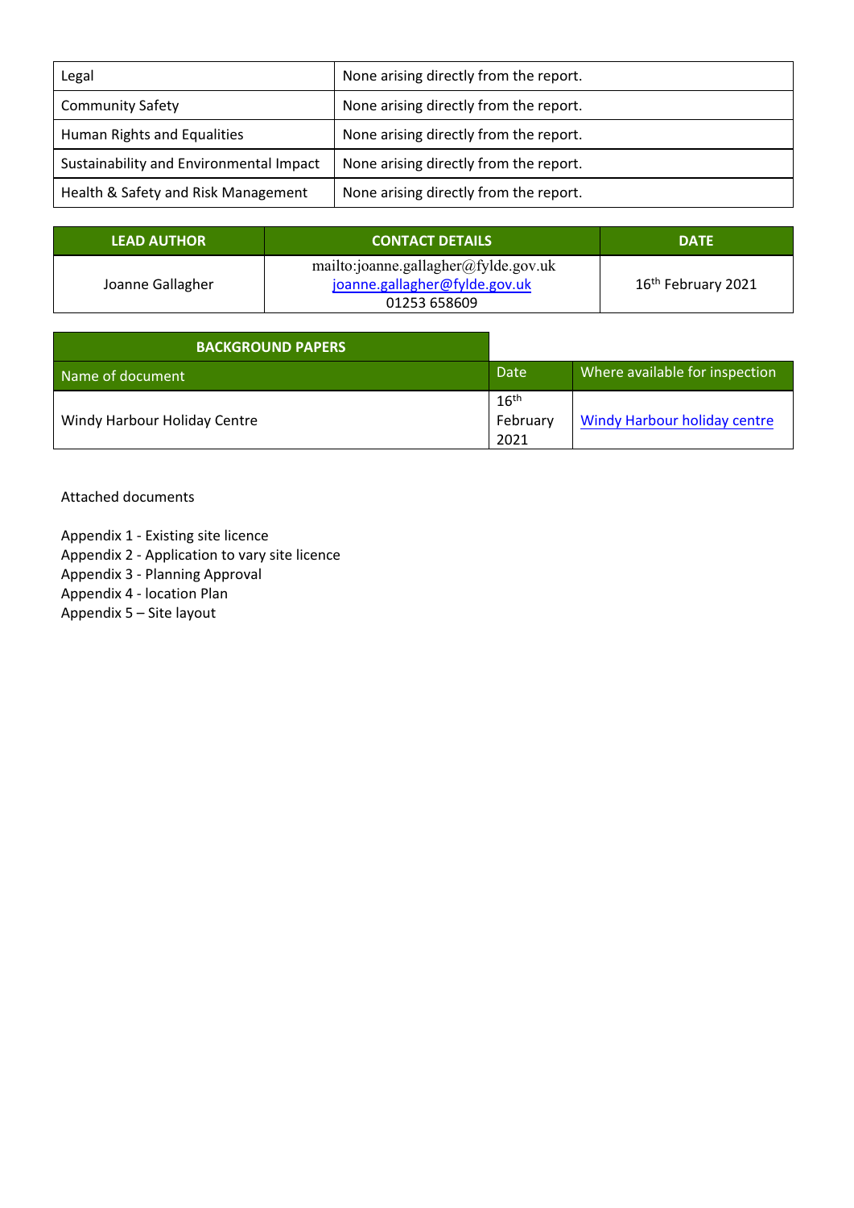| | |
|---|---|
| Legal | None arising directly from the report. |
| Community Safety | None arising directly from the report. |
| Human Rights and Equalities | None arising directly from the report. |
| Sustainability and Environmental Impact | None arising directly from the report. |
| Health & Safety and Risk Management | None arising directly from the report. |

| LEAD AUTHOR | CONTACT DETAILS | DATE |
|---|---|---|
| Joanne Gallagher | mailto:joanne.gallagher@fylde.gov.uk<br>joanne.gallagher@fylde.gov.uk<br>01253 658609 | 16th February 2021 |

| BACKGROUND PAPERS | | |
|---|---|---|
| Name of document | Date | Where available for inspection |
| Windy Harbour Holiday Centre | 16th February 2021 | Windy Harbour holiday centre |

Attached documents

Appendix 1 - Existing site licence
Appendix 2 - Application to vary site licence
Appendix 3 - Planning Approval
Appendix 4 - location Plan
Appendix 5 – Site layout